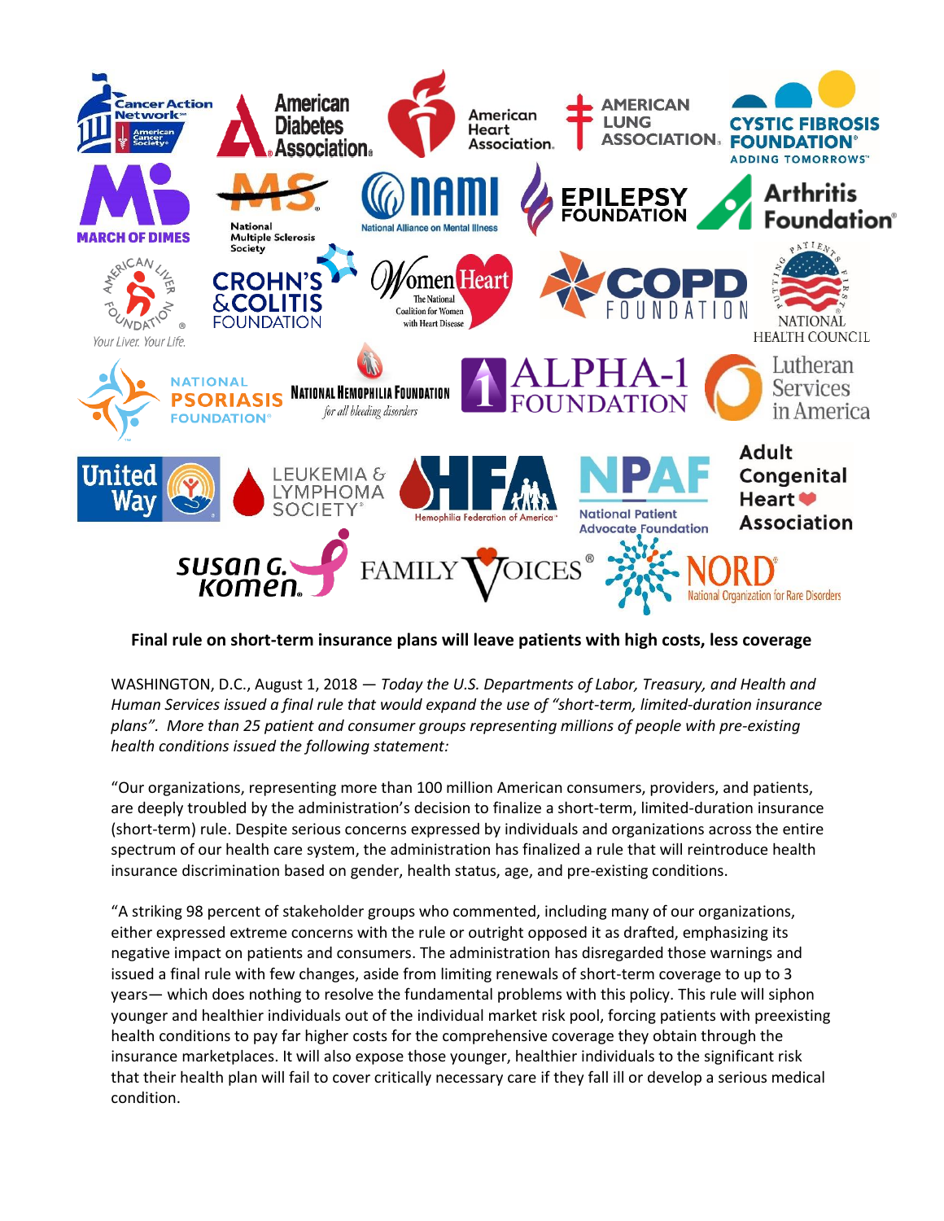**Final rule on short-term insurance plans will leave patients with high costs, less coverage**

WASHINGTON, D.C., August 1, 2018 — *Today the U.S. Departments of Labor, Treasury, and Health and Human Services issued a final rule that would expand the use of "short-term, limited-duration insurance plans". More than 25 patient and consumer groups representing millions of people with pre-existing health conditions issued the following statement:*

"Our organizations, representing more than 100 million American consumers, providers, and patients, are deeply troubled by the administration's decision to finalize a short-term, limited-duration insurance (short-term) rule. Despite serious concerns expressed by individuals and organizations across the entire spectrum of our health care system, the administration has finalized a rule that will reintroduce health insurance discrimination based on gender, health status, age, and pre-existing conditions.

"A striking 98 percent of stakeholder groups who commented, including many of our organizations, either expressed extreme concerns with the rule or outright opposed it as drafted, emphasizing its negative impact on patients and consumers. The administration has disregarded those warnings and issued a final rule with few changes, aside from limiting renewals of short-term coverage to up to 3 years— which does nothing to resolve the fundamental problems with this policy. This rule will siphon younger and healthier individuals out of the individual market risk pool, forcing patients with preexisting health conditions to pay far higher costs for the comprehensive coverage they obtain through the insurance marketplaces. It will also expose those younger, healthier individuals to the significant risk that their health plan will fail to cover critically necessary care if they fall ill or develop a serious medical condition.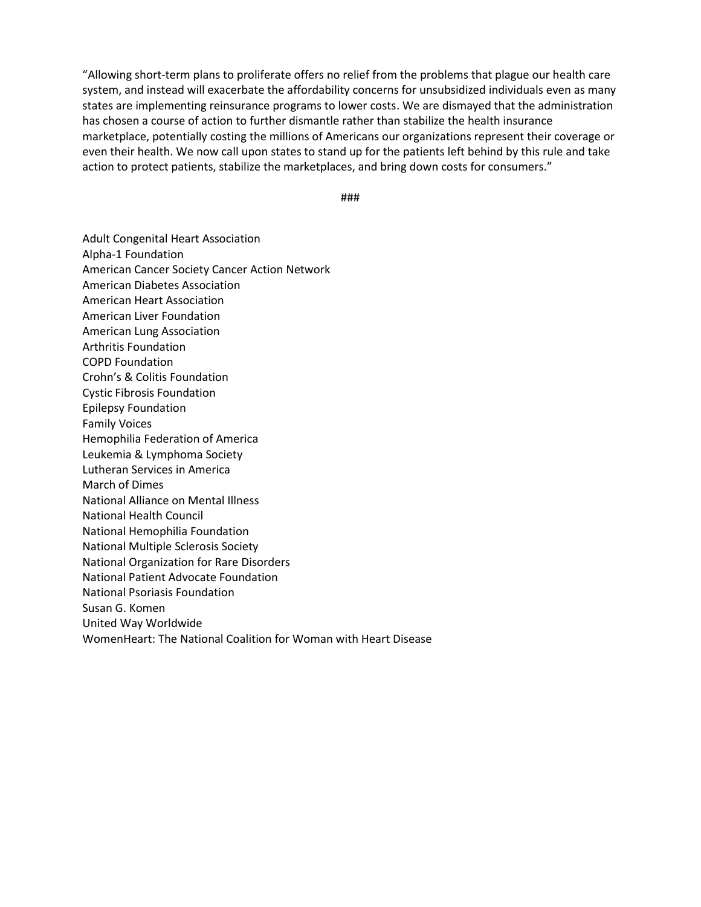"Allowing short-term plans to proliferate offers no relief from the problems that plague our health care system, and instead will exacerbate the affordability concerns for unsubsidized individuals even as many states are implementing reinsurance programs to lower costs. We are dismayed that the administration has chosen a course of action to further dismantle rather than stabilize the health insurance marketplace, potentially costing the millions of Americans our organizations represent their coverage or even their health. We now call upon states to stand up for the patients left behind by this rule and take action to protect patients, stabilize the marketplaces, and bring down costs for consumers."

###

Adult Congenital Heart Association
Alpha-1 Foundation
American Cancer Society Cancer Action Network
American Diabetes Association
American Heart Association
American Liver Foundation
American Lung Association
Arthritis Foundation
COPD Foundation
Crohn's & Colitis Foundation
Cystic Fibrosis Foundation
Epilepsy Foundation
Family Voices
Hemophilia Federation of America
Leukemia & Lymphoma Society
Lutheran Services in America
March of Dimes
National Alliance on Mental Illness
National Health Council
National Hemophilia Foundation
National Multiple Sclerosis Society
National Organization for Rare Disorders
National Patient Advocate Foundation
National Psoriasis Foundation
Susan G. Komen
United Way Worldwide
WomenHeart: The National Coalition for Woman with Heart Disease